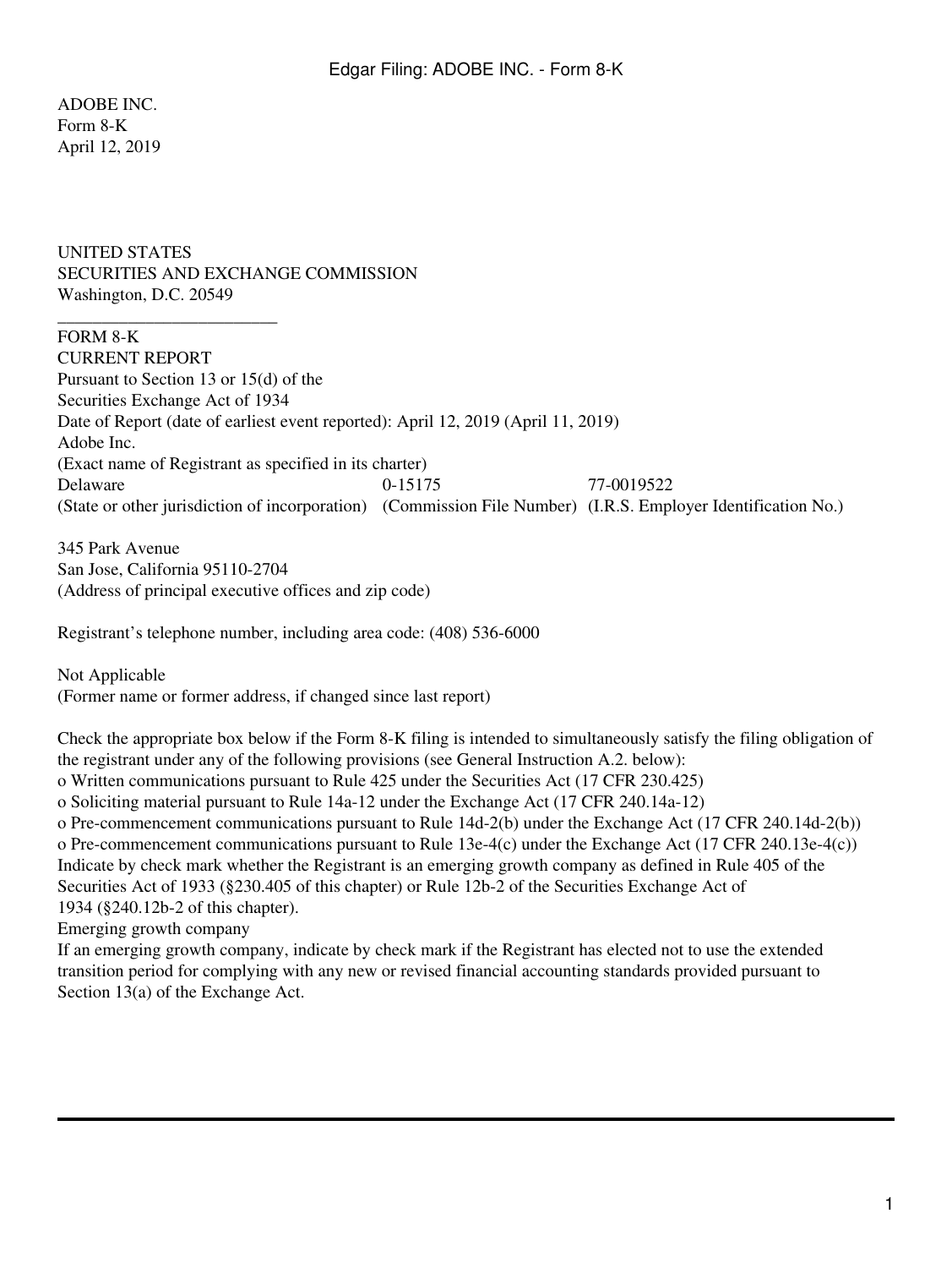ADOBE INC.
Form 8-K
April 12, 2019

UNITED STATES
SECURITIES AND EXCHANGE COMMISSION
Washington, D.C. 20549

---

FORM 8-K
CURRENT REPORT
Pursuant to Section 13 or 15(d) of the
Securities Exchange Act of 1934
Date of Report (date of earliest event reported): April 12, 2019 (April 11, 2019)
Adobe Inc.
(Exact name of Registrant as specified in its charter)

| Delaware | 0-15175 | 77-0019522 |
|---|---|---|
| (State or other jurisdiction of incorporation) | (Commission File Number) | (I.R.S. Employer Identification No.) |

345 Park Avenue
San Jose, California 95110-2704
(Address of principal executive offices and zip code)

Registrant's telephone number, including area code: (408) 536-6000

Not Applicable
(Former name or former address, if changed since last report)

Check the appropriate box below if the Form 8-K filing is intended to simultaneously satisfy the filing obligation of the registrant under any of the following provisions (see General Instruction A.2. below):
o Written communications pursuant to Rule 425 under the Securities Act (17 CFR 230.425)
o Soliciting material pursuant to Rule 14a-12 under the Exchange Act (17 CFR 240.14a-12)
o Pre-commencement communications pursuant to Rule 14d-2(b) under the Exchange Act (17 CFR 240.14d-2(b))
o Pre-commencement communications pursuant to Rule 13e-4(c) under the Exchange Act (17 CFR 240.13e-4(c))
Indicate by check mark whether the Registrant is an emerging growth company as defined in Rule 405 of the Securities Act of 1933 (§230.405 of this chapter) or Rule 12b-2 of the Securities Exchange Act of 1934 (§240.12b-2 of this chapter).
Emerging growth company
If an emerging growth company, indicate by check mark if the Registrant has elected not to use the extended transition period for complying with any new or revised financial accounting standards provided pursuant to Section 13(a) of the Exchange Act.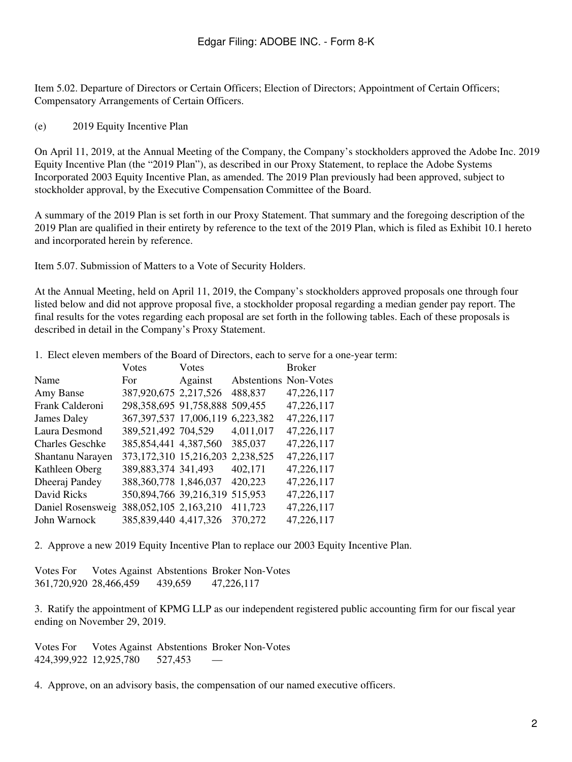Item 5.02. Departure of Directors or Certain Officers; Election of Directors; Appointment of Certain Officers; Compensatory Arrangements of Certain Officers.

(e) 2019 Equity Incentive Plan

On April 11, 2019, at the Annual Meeting of the Company, the Company's stockholders approved the Adobe Inc. 2019 Equity Incentive Plan (the "2019 Plan"), as described in our Proxy Statement, to replace the Adobe Systems Incorporated 2003 Equity Incentive Plan, as amended. The 2019 Plan previously had been approved, subject to stockholder approval, by the Executive Compensation Committee of the Board.

A summary of the 2019 Plan is set forth in our Proxy Statement. That summary and the foregoing description of the 2019 Plan are qualified in their entirety by reference to the text of the 2019 Plan, which is filed as Exhibit 10.1 hereto and incorporated herein by reference.

Item 5.07. Submission of Matters to a Vote of Security Holders.

At the Annual Meeting, held on April 11, 2019, the Company's stockholders approved proposals one through four listed below and did not approve proposal five, a stockholder proposal regarding a median gender pay report. The final results for the votes regarding each proposal are set forth in the following tables. Each of these proposals is described in detail in the Company's Proxy Statement.

1. Elect eleven members of the Board of Directors, each to serve for a one-year term:

| Name | Votes For | Votes Against | Abstentions | Broker Non-Votes |
|---|---|---|---|---|
| Amy Banse | 387,920,675 | 2,217,526 | 488,837 | 47,226,117 |
| Frank Calderoni | 298,358,695 | 91,758,888 | 509,455 | 47,226,117 |
| James Daley | 367,397,537 | 17,006,119 | 6,223,382 | 47,226,117 |
| Laura Desmond | 389,521,492 | 704,529 | 4,011,017 | 47,226,117 |
| Charles Geschke | 385,854,441 | 4,387,560 | 385,037 | 47,226,117 |
| Shantanu Narayen | 373,172,310 | 15,216,203 | 2,238,525 | 47,226,117 |
| Kathleen Oberg | 389,883,374 | 341,493 | 402,171 | 47,226,117 |
| Dheeraj Pandey | 388,360,778 | 1,846,037 | 420,223 | 47,226,117 |
| David Ricks | 350,894,766 | 39,216,319 | 515,953 | 47,226,117 |
| Daniel Rosensweig | 388,052,105 | 2,163,210 | 411,723 | 47,226,117 |
| John Warnock | 385,839,440 | 4,417,326 | 370,272 | 47,226,117 |

2. Approve a new 2019 Equity Incentive Plan to replace our 2003 Equity Incentive Plan.

| Votes For | Votes Against | Abstentions | Broker Non-Votes |
|---|---|---|---|
| 361,720,920 | 28,466,459 | 439,659 | 47,226,117 |

3. Ratify the appointment of KPMG LLP as our independent registered public accounting firm for our fiscal year ending on November 29, 2019.

| Votes For | Votes Against | Abstentions | Broker Non-Votes |
|---|---|---|---|
| 424,399,922 | 12,925,780 | 527,453 | — |

4. Approve, on an advisory basis, the compensation of our named executive officers.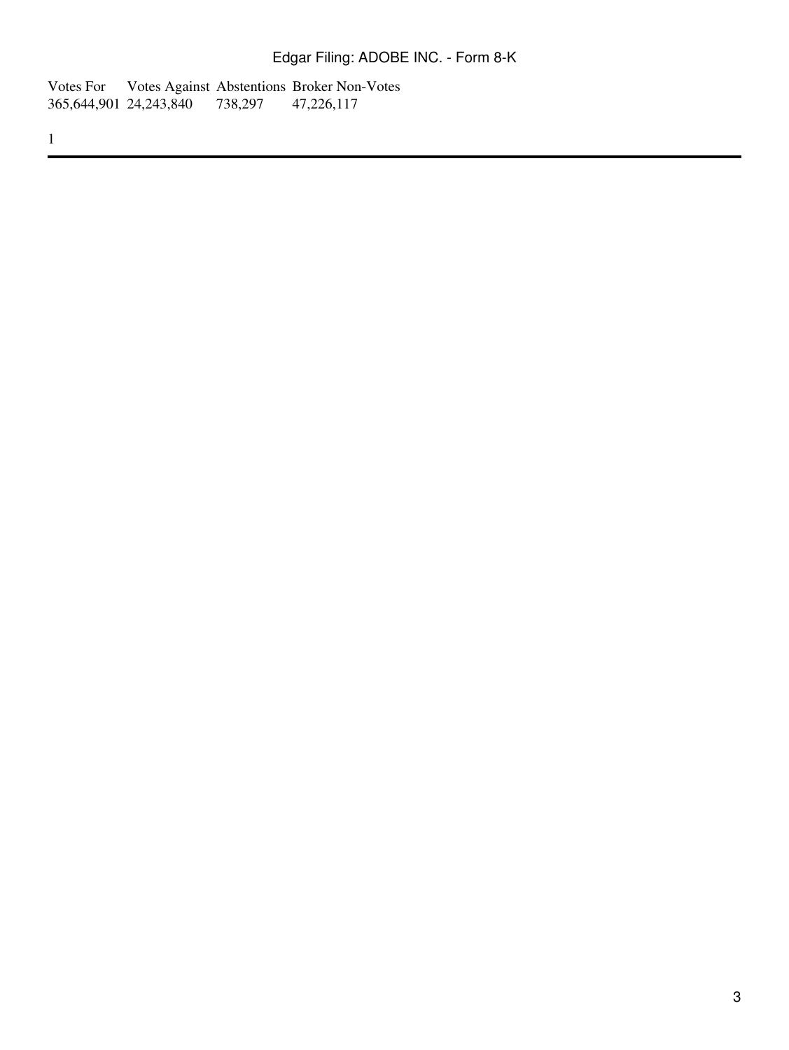| Votes For | Votes Against | Abstentions | Broker Non-Votes |
| --- | --- | --- | --- |
| 365,644,901 | 24,243,840 | 738,297 | 47,226,117 |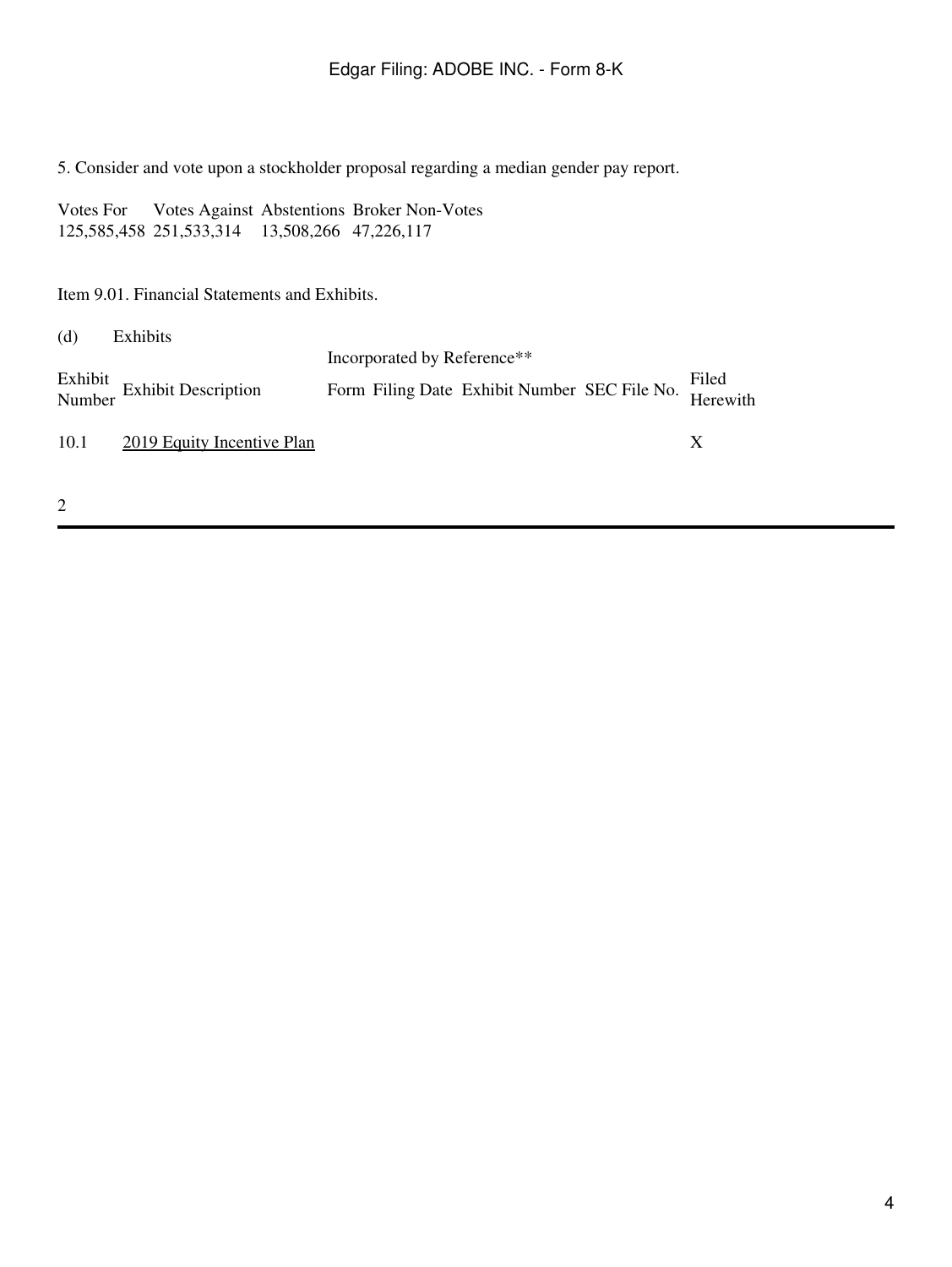5. Consider and vote upon a stockholder proposal regarding a median gender pay report.

| Votes For | Votes Against | Abstentions | Broker Non-Votes |
|---|---|---|---|
| 125,585,458 | 251,533,314 | 13,508,266 | 47,226,117 |

Item 9.01. Financial Statements and Exhibits.

(d) Exhibits

| | | Incorporated by Reference** | | | | |
|---|---|---|---|---|---|---|
| Exhibit Number | Exhibit Description | Form | Filing Date | Exhibit Number | SEC File No. | Filed Herewith |
| 10.1 | 2019 Equity Incentive Plan | | | | | X |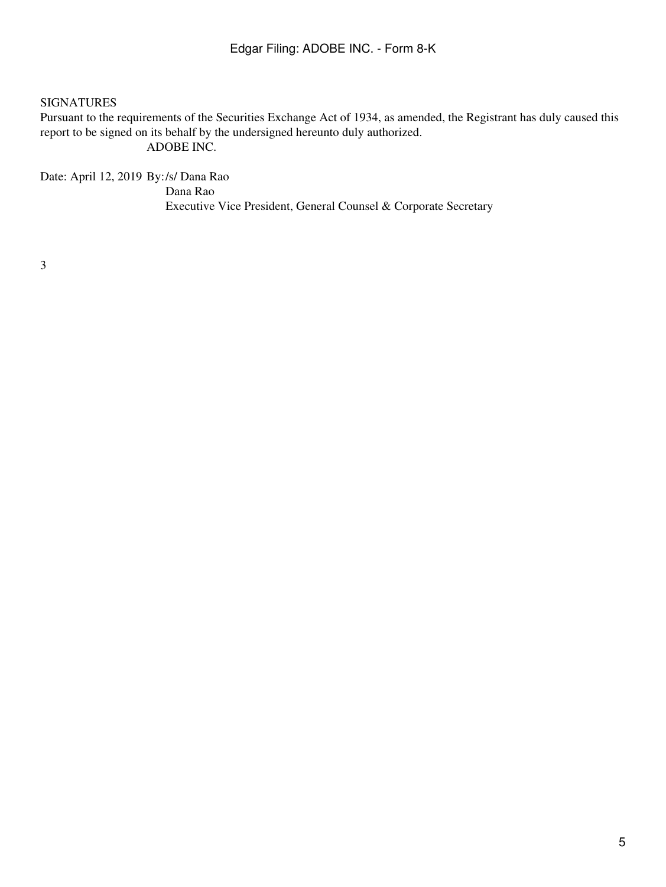SIGNATURES

Pursuant to the requirements of the Securities Exchange Act of 1934, as amended, the Registrant has duly caused this report to be signed on its behalf by the undersigned hereunto duly authorized.

ADOBE INC.

Date: April 12, 2019 By: /s/ Dana Rao

Dana Rao

Executive Vice President, General Counsel & Corporate Secretary